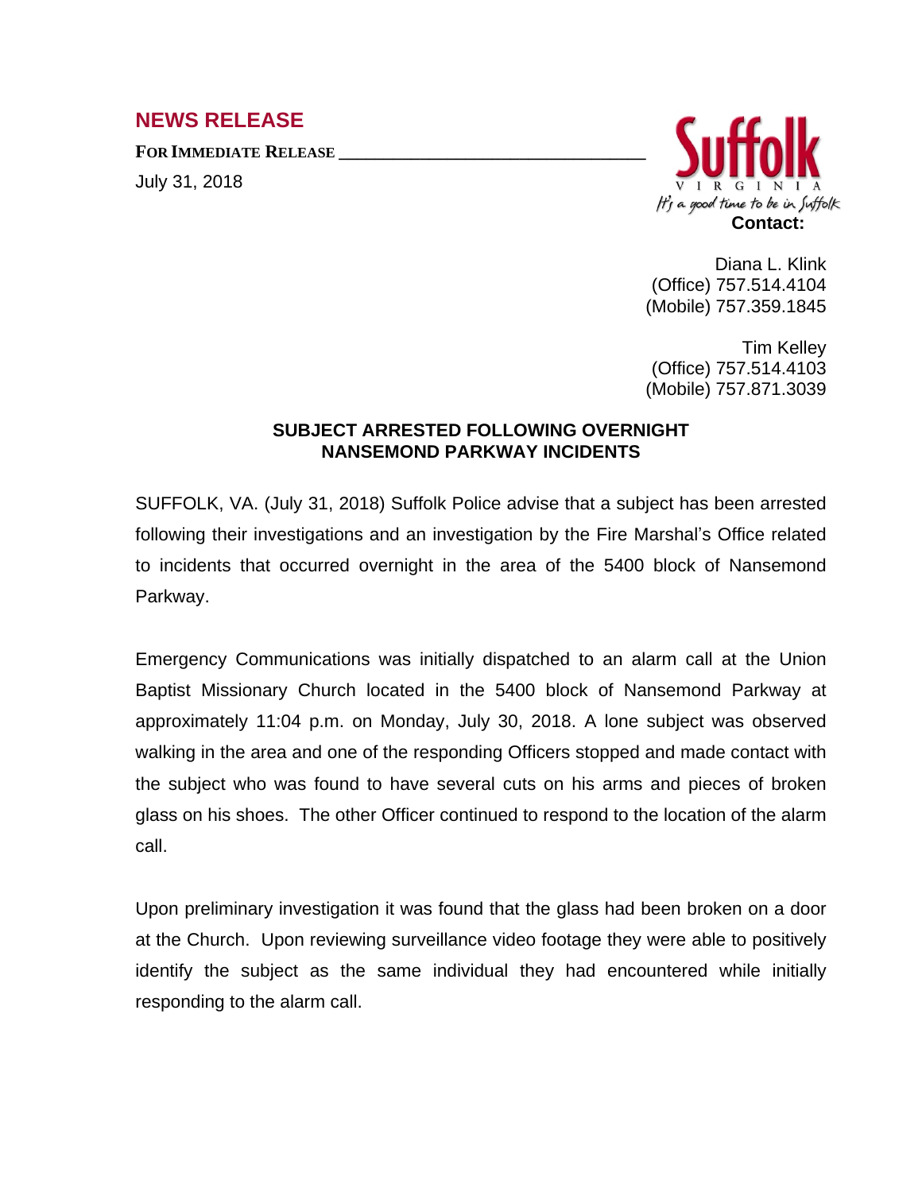## NEWS RELEASE

**FOR IMMEDIATE RELEASE**

July 31, 2018

Suffolk
VIRGINIA
It's a good time to be in Suffolk

**Contact:**

Diana L. Klink
(Office) 757.514.4104
(Mobile) 757.359.1845

Tim Kelley
(Office) 757.514.4103
(Mobile) 757.871.3039

### SUBJECT ARRESTED FOLLOWING OVERNIGHT NANSEMOND PARKWAY INCIDENTS

SUFFOLK, VA. (July 31, 2018) Suffolk Police advise that a subject has been arrested following their investigations and an investigation by the Fire Marshal's Office related to incidents that occurred overnight in the area of the 5400 block of Nansemond Parkway.

Emergency Communications was initially dispatched to an alarm call at the Union Baptist Missionary Church located in the 5400 block of Nansemond Parkway at approximately 11:04 p.m. on Monday, July 30, 2018. A lone subject was observed walking in the area and one of the responding Officers stopped and made contact with the subject who was found to have several cuts on his arms and pieces of broken glass on his shoes. The other Officer continued to respond to the location of the alarm call.

Upon preliminary investigation it was found that the glass had been broken on a door at the Church. Upon reviewing surveillance video footage they were able to positively identify the subject as the same individual they had encountered while initially responding to the alarm call.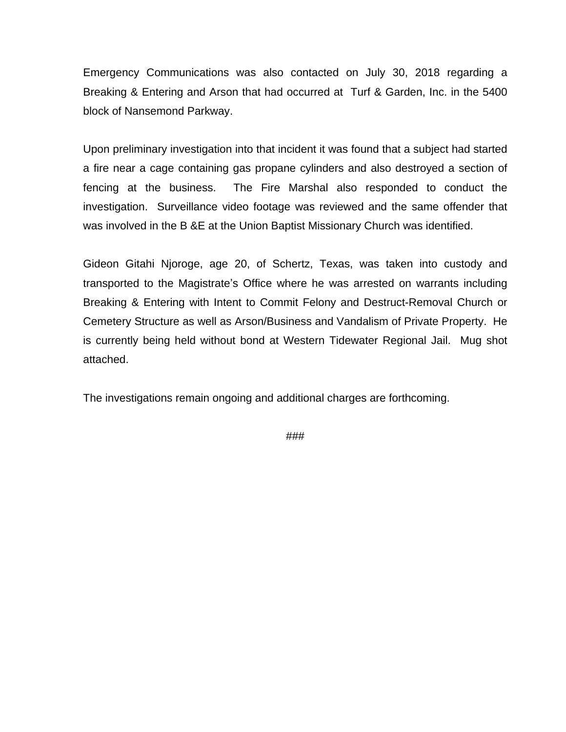Emergency Communications was also contacted on July 30, 2018 regarding a Breaking & Entering and Arson that had occurred at Turf & Garden, Inc. in the 5400 block of Nansemond Parkway.

Upon preliminary investigation into that incident it was found that a subject had started a fire near a cage containing gas propane cylinders and also destroyed a section of fencing at the business. The Fire Marshal also responded to conduct the investigation. Surveillance video footage was reviewed and the same offender that was involved in the B &E at the Union Baptist Missionary Church was identified.

Gideon Gitahi Njoroge, age 20, of Schertz, Texas, was taken into custody and transported to the Magistrate's Office where he was arrested on warrants including Breaking & Entering with Intent to Commit Felony and Destruct-Removal Church or Cemetery Structure as well as Arson/Business and Vandalism of Private Property. He is currently being held without bond at Western Tidewater Regional Jail. Mug shot attached.

The investigations remain ongoing and additional charges are forthcoming.

###